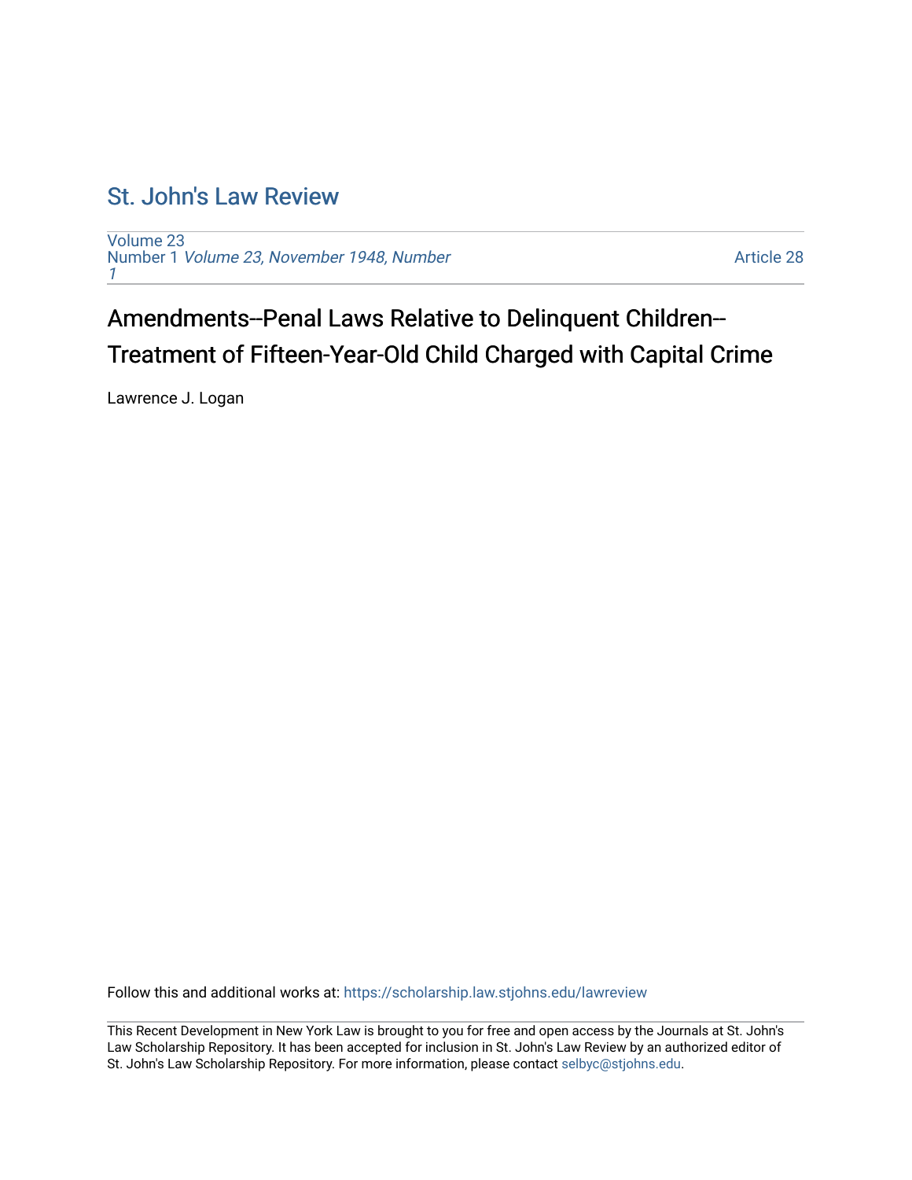# St. John's Law Review

Volume 23
Number 1 *Volume 23, November 1948, Number 1*

Article 28

## Amendments--Penal Laws Relative to Delinquent Children--Treatment of Fifteen-Year-Old Child Charged with Capital Crime

Lawrence J. Logan

Follow this and additional works at: https://scholarship.law.stjohns.edu/lawreview

This Recent Development in New York Law is brought to you for free and open access by the Journals at St. John's Law Scholarship Repository. It has been accepted for inclusion in St. John's Law Review by an authorized editor of St. John's Law Scholarship Repository. For more information, please contact selbyc@stjohns.edu.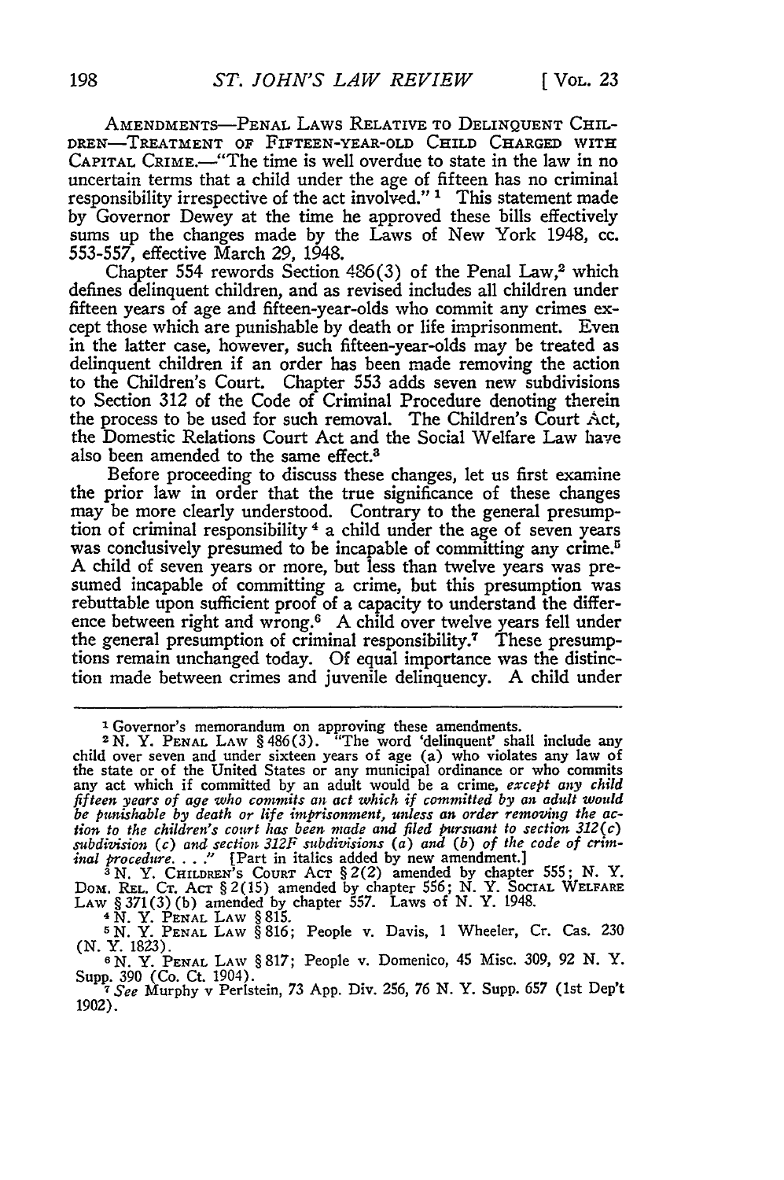AMENDMENTS—PENAL LAWS RELATIVE TO DELINQUENT CHILDREN—TREATMENT OF FIFTEEN-YEAR-OLD CHILD CHARGED WITH CAPITAL CRIME.—"The time is well overdue to state in the law in no uncertain terms that a child under the age of fifteen has no criminal responsibility irrespective of the act involved." [1] This statement made by Governor Dewey at the time he approved these bills effectively sums up the changes made by the Laws of New York 1948, cc. 553-557, effective March 29, 1948.

Chapter 554 rewords Section 486(3) of the Penal Law,[2] which defines delinquent children, and as revised includes all children under fifteen years of age and fifteen-year-olds who commit any crimes except those which are punishable by death or life imprisonment. Even in the latter case, however, such fifteen-year-olds may be treated as delinquent children if an order has been made removing the action to the Children's Court. Chapter 553 adds seven new subdivisions to Section 312 of the Code of Criminal Procedure denoting therein the process to be used for such removal. The Children's Court Act, the Domestic Relations Court Act and the Social Welfare Law have also been amended to the same effect.[3]

Before proceeding to discuss these changes, let us first examine the prior law in order that the true significance of these changes may be more clearly understood. Contrary to the general presumption of criminal responsibility [4] a child under the age of seven years was conclusively presumed to be incapable of committing any crime.[5] A child of seven years or more, but less than twelve years was presumed incapable of committing a crime, but this presumption was rebuttable upon sufficient proof of a capacity to understand the difference between right and wrong.[6] A child over twelve years fell under the general presumption of criminal responsibility.[7] These presumptions remain unchanged today. Of equal importance was the distinction made between crimes and juvenile delinquency. A child under

---

[1] Governor's memorandum on approving these amendments.

[2] N. Y. PENAL LAW § 486(3). "The word 'delinquent' shall include any child over seven and under sixteen years of age (a) who violates any law of the state or of the United States or any municipal ordinance or who commits any act which if committed by an adult would be a crime, *except any child fifteen years of age who commits an act which if committed by an adult would be punishable by death or life imprisonment, unless an order removing the action to the children's court has been made and filed pursuant to section 312(c) subdivision (c) and section 312F subdivisions (a) and (b) of the code of criminal procedure. . . .*" [Part in italics added by new amendment.]

[3] N. Y. CHILDREN'S COURT ACT § 2(2) amended by chapter 555; N. Y. DOM. REL. CT. ACT § 2(15) amended by chapter 556; N. Y. SOCIAL WELFARE LAW § 371(3)(b) amended by chapter 557. Laws of N. Y. 1948.

[4] N. Y. PENAL LAW § 815.

[5] N. Y. PENAL LAW § 816; People v. Davis, 1 Wheeler, Cr. Cas. 230 (N. Y. 1823).

[6] N. Y. PENAL LAW § 817; People v. Domenico, 45 Misc. 309, 92 N. Y. Supp. 390 (Co. Ct. 1904).

[7] *See* Murphy v Perlstein, 73 App. Div. 256, 76 N. Y. Supp. 657 (1st Dep't 1902).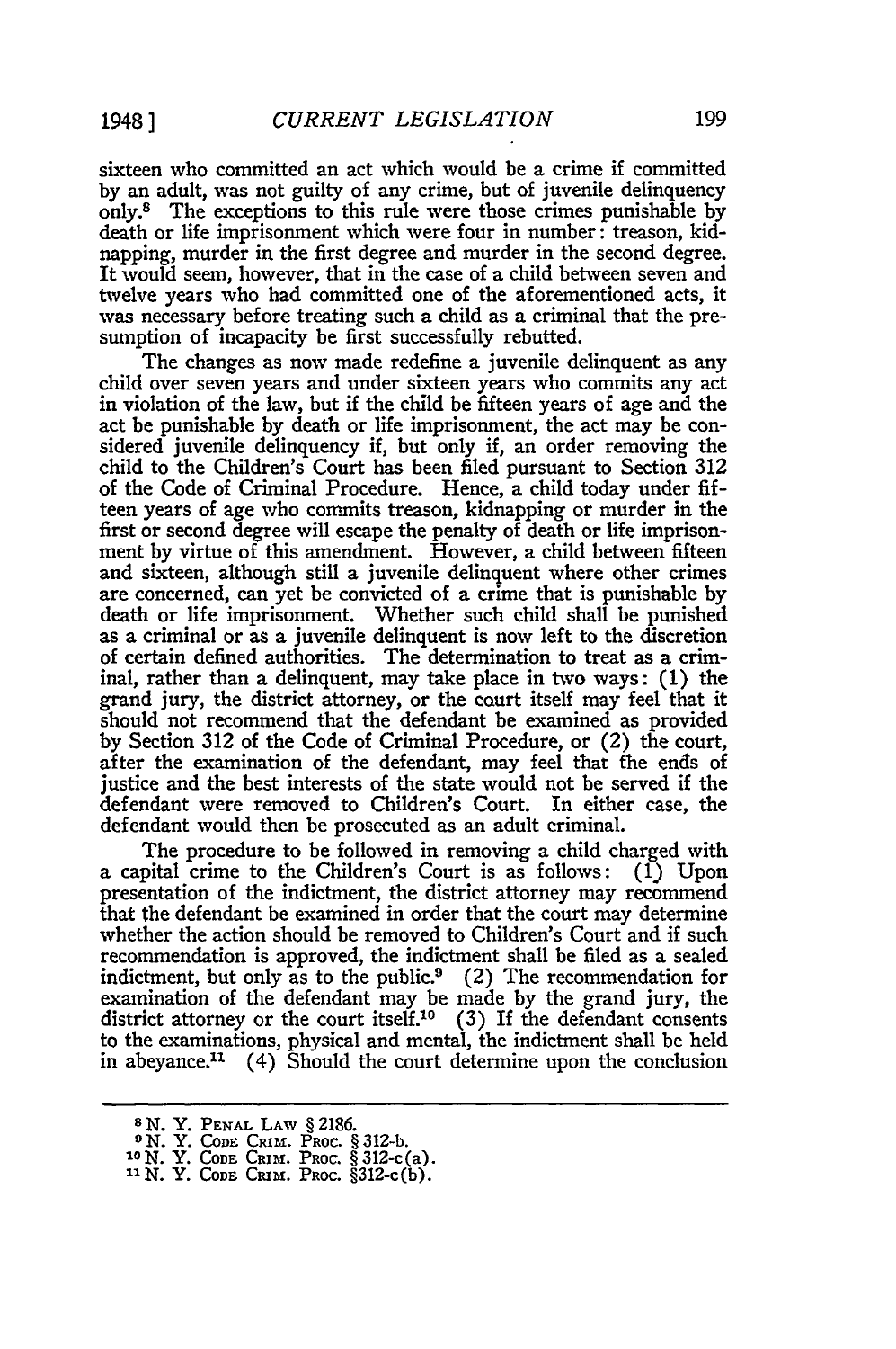sixteen who committed an act which would be a crime if committed by an adult, was not guilty of any crime, but of juvenile delinquency only.[8] The exceptions to this rule were those crimes punishable by death or life imprisonment which were four in number: treason, kidnapping, murder in the first degree and murder in the second degree. It would seem, however, that in the case of a child between seven and twelve years who had committed one of the aforementioned acts, it was necessary before treating such a child as a criminal that the presumption of incapacity be first successfully rebutted.

The changes as now made redefine a juvenile delinquent as any child over seven years and under sixteen years who commits any act in violation of the law, but if the child be fifteen years of age and the act be punishable by death or life imprisonment, the act may be considered juvenile delinquency if, but only if, an order removing the child to the Children's Court has been filed pursuant to Section 312 of the Code of Criminal Procedure. Hence, a child today under fifteen years of age who commits treason, kidnapping or murder in the first or second degree will escape the penalty of death or life imprisonment by virtue of this amendment. However, a child between fifteen and sixteen, although still a juvenile delinquent where other crimes are concerned, can yet be convicted of a crime that is punishable by death or life imprisonment. Whether such child shall be punished as a criminal or as a juvenile delinquent is now left to the discretion of certain defined authorities. The determination to treat as a criminal, rather than a delinquent, may take place in two ways: (1) the grand jury, the district attorney, or the court itself may feel that it should not recommend that the defendant be examined as provided by Section 312 of the Code of Criminal Procedure, or (2) the court, after the examination of the defendant, may feel that the ends of justice and the best interests of the state would not be served if the defendant were removed to Children's Court. In either case, the defendant would then be prosecuted as an adult criminal.

The procedure to be followed in removing a child charged with a capital crime to the Children's Court is as follows: (1) Upon presentation of the indictment, the district attorney may recommend that the defendant be examined in order that the court may determine whether the action should be removed to Children's Court and if such recommendation is approved, the indictment shall be filed as a sealed indictment, but only as to the public.[9] (2) The recommendation for examination of the defendant may be made by the grand jury, the district attorney or the court itself.[10] (3) If the defendant consents to the examinations, physical and mental, the indictment shall be held in abeyance.[11] (4) Should the court determine upon the conclusion

---

[8] N. Y. PENAL LAW § 2186.

[9] N. Y. CODE CRIM. PROC. § 312-b.

[10] N. Y. CODE CRIM. PROC. § 312-c(a).

[11] N. Y. CODE CRIM. PROC. §312-c(b).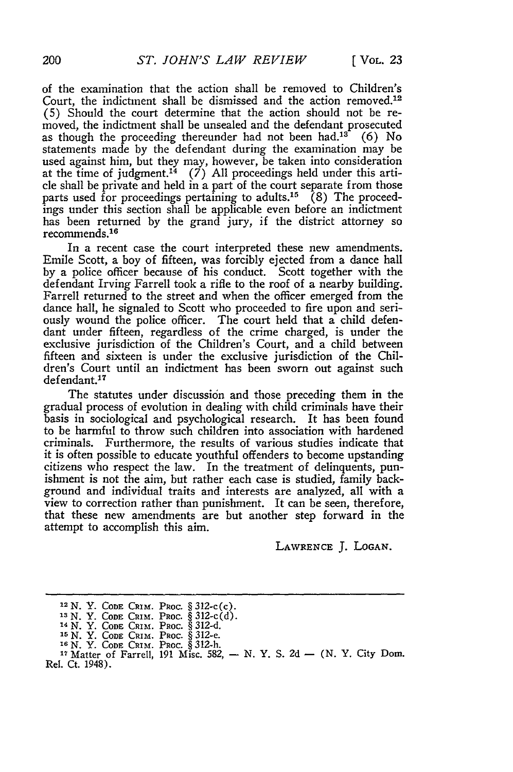of the examination that the action shall be removed to Children's Court, the indictment shall be dismissed and the action removed.[12] (5) Should the court determine that the action should not be removed, the indictment shall be unsealed and the defendant prosecuted as though the proceeding thereunder had not been had.[13] (6) No statements made by the defendant during the examination may be used against him, but they may, however, be taken into consideration at the time of judgment.[14] (7) All proceedings held under this article shall be private and held in a part of the court separate from those parts used for proceedings pertaining to adults.[15] (8) The proceedings under this section shall be applicable even before an indictment has been returned by the grand jury, if the district attorney so recommends.[16]

In a recent case the court interpreted these new amendments. Emile Scott, a boy of fifteen, was forcibly ejected from a dance hall by a police officer because of his conduct. Scott together with the defendant Irving Farrell took a rifle to the roof of a nearby building. Farrell returned to the street and when the officer emerged from the dance hall, he signaled to Scott who proceeded to fire upon and seriously wound the police officer. The court held that a child defendant under fifteen, regardless of the crime charged, is under the exclusive jurisdiction of the Children's Court, and a child between fifteen and sixteen is under the exclusive jurisdiction of the Children's Court until an indictment has been sworn out against such defendant.[17]

The statutes under discussion and those preceding them in the gradual process of evolution in dealing with child criminals have their basis in sociological and psychological research. It has been found to be harmful to throw such children into association with hardened criminals. Furthermore, the results of various studies indicate that it is often possible to educate youthful offenders to become upstanding citizens who respect the law. In the treatment of delinquents, punishment is not the aim, but rather each case is studied, family background and individual traits and interests are analyzed, all with a view to correction rather than punishment. It can be seen, therefore, that these new amendments are but another step forward in the attempt to accomplish this aim.

LAWRENCE J. LOGAN.

---

[12] N. Y. CODE CRIM. PROC. § 312-c(c).

[13] N. Y. CODE CRIM. PROC. § 312-c(d).

[14] N. Y. CODE CRIM. PROC. § 312-d.

[15] N. Y. CODE CRIM. PROC. § 312-e.

[16] N. Y. CODE CRIM. PROC. § 312-h.

[17] Matter of Farrell, 191 Misc. 582, — N. Y. S. 2d — (N. Y. City Dom. Rel. Ct. 1948).